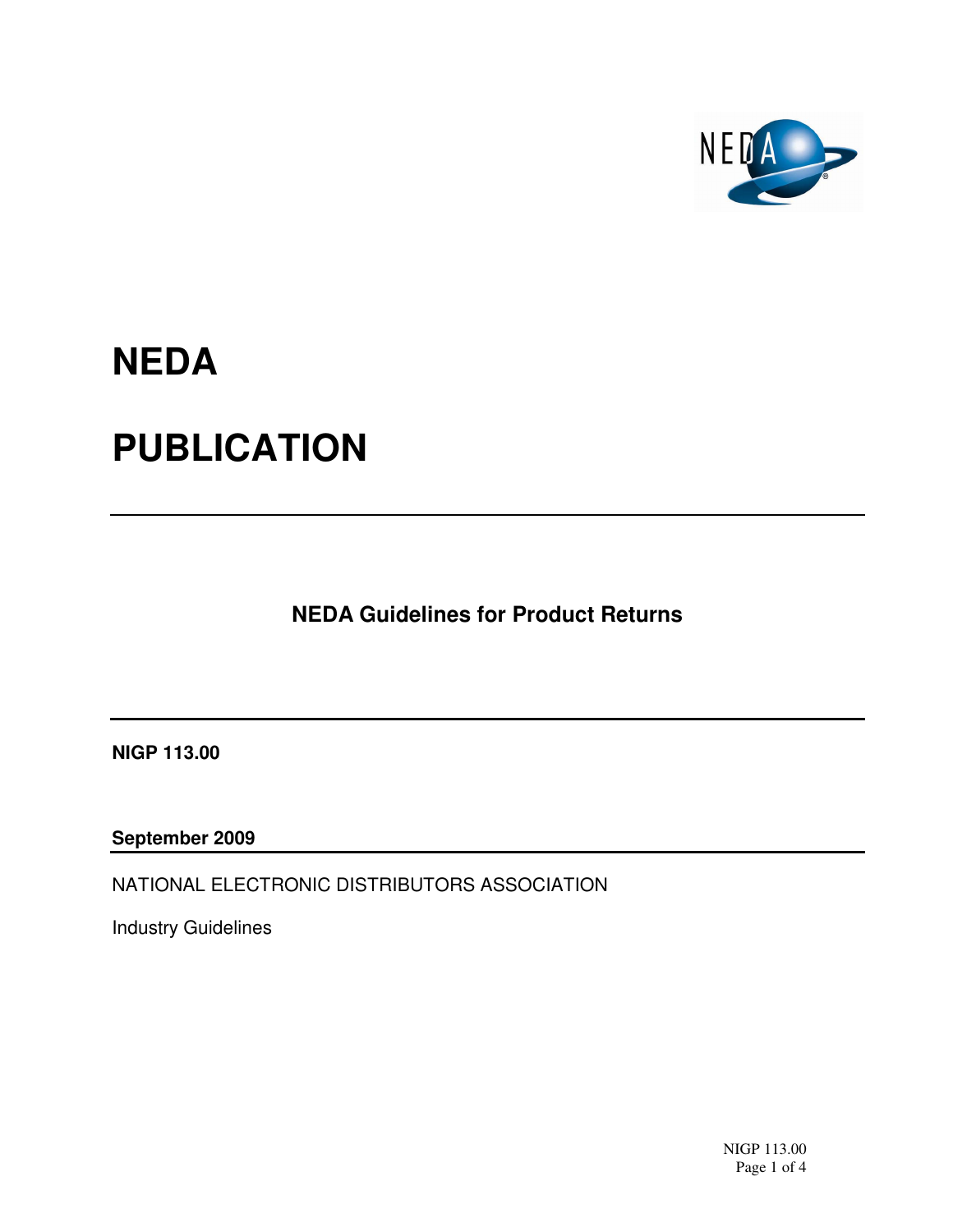# NEDA

# PUBLICATION

---

## NEDA Guidelines for Product Returns

---

**NIGP 113.00**

**September 2009**

---

NATIONAL ELECTRONIC DISTRIBUTORS ASSOCIATION

Industry Guidelines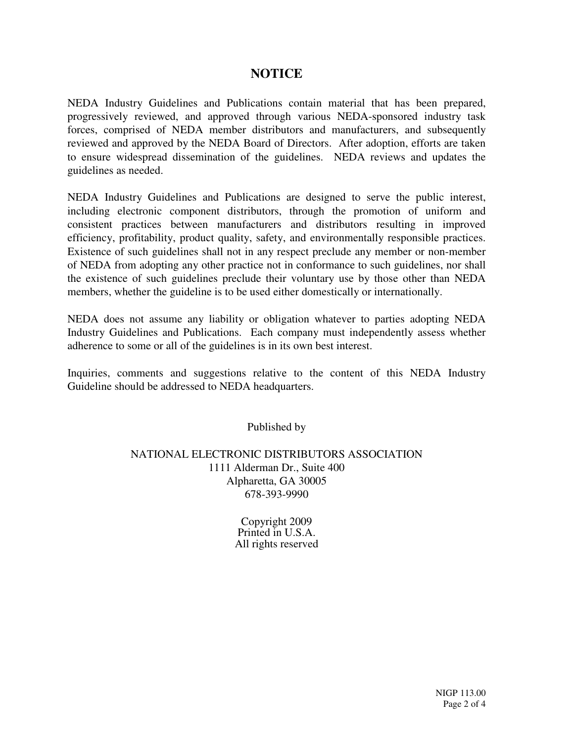# NOTICE

NEDA Industry Guidelines and Publications contain material that has been prepared, progressively reviewed, and approved through various NEDA-sponsored industry task forces, comprised of NEDA member distributors and manufacturers, and subsequently reviewed and approved by the NEDA Board of Directors. After adoption, efforts are taken to ensure widespread dissemination of the guidelines. NEDA reviews and updates the guidelines as needed.

NEDA Industry Guidelines and Publications are designed to serve the public interest, including electronic component distributors, through the promotion of uniform and consistent practices between manufacturers and distributors resulting in improved efficiency, profitability, product quality, safety, and environmentally responsible practices. Existence of such guidelines shall not in any respect preclude any member or non-member of NEDA from adopting any other practice not in conformance to such guidelines, nor shall the existence of such guidelines preclude their voluntary use by those other than NEDA members, whether the guideline is to be used either domestically or internationally.

NEDA does not assume any liability or obligation whatever to parties adopting NEDA Industry Guidelines and Publications. Each company must independently assess whether adherence to some or all of the guidelines is in its own best interest.

Inquiries, comments and suggestions relative to the content of this NEDA Industry Guideline should be addressed to NEDA headquarters.

Published by

NATIONAL ELECTRONIC DISTRIBUTORS ASSOCIATION
1111 Alderman Dr., Suite 400
Alpharetta, GA 30005
678-393-9990

Copyright 2009
Printed in U.S.A.
All rights reserved

NIGP 113.00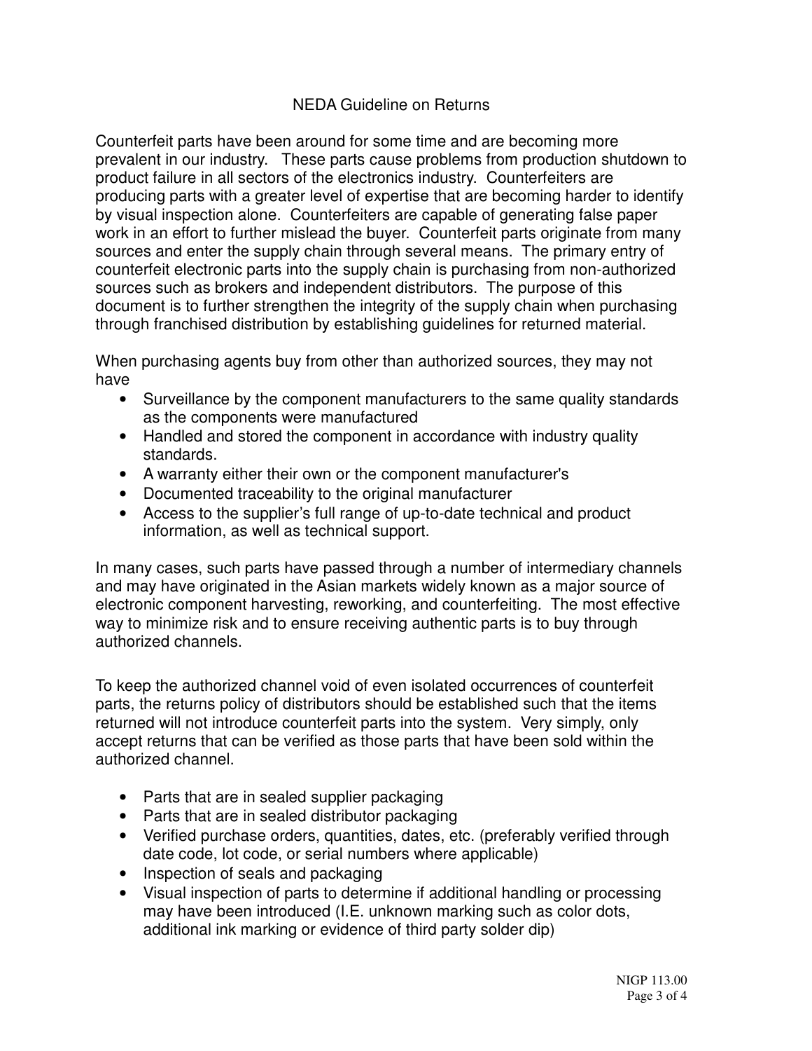# NEDA Guideline on Returns

Counterfeit parts have been around for some time and are becoming more prevalent in our industry. These parts cause problems from production shutdown to product failure in all sectors of the electronics industry. Counterfeiters are producing parts with a greater level of expertise that are becoming harder to identify by visual inspection alone. Counterfeiters are capable of generating false paper work in an effort to further mislead the buyer. Counterfeit parts originate from many sources and enter the supply chain through several means. The primary entry of counterfeit electronic parts into the supply chain is purchasing from non-authorized sources such as brokers and independent distributors. The purpose of this document is to further strengthen the integrity of the supply chain when purchasing through franchised distribution by establishing guidelines for returned material.

When purchasing agents buy from other than authorized sources, they may not have

- Surveillance by the component manufacturers to the same quality standards as the components were manufactured
- Handled and stored the component in accordance with industry quality standards.
- A warranty either their own or the component manufacturer's
- Documented traceability to the original manufacturer
- Access to the supplier's full range of up-to-date technical and product information, as well as technical support.

In many cases, such parts have passed through a number of intermediary channels and may have originated in the Asian markets widely known as a major source of electronic component harvesting, reworking, and counterfeiting. The most effective way to minimize risk and to ensure receiving authentic parts is to buy through authorized channels.

To keep the authorized channel void of even isolated occurrences of counterfeit parts, the returns policy of distributors should be established such that the items returned will not introduce counterfeit parts into the system. Very simply, only accept returns that can be verified as those parts that have been sold within the authorized channel.

- Parts that are in sealed supplier packaging
- Parts that are in sealed distributor packaging
- Verified purchase orders, quantities, dates, etc. (preferably verified through date code, lot code, or serial numbers where applicable)
- Inspection of seals and packaging
- Visual inspection of parts to determine if additional handling or processing may have been introduced (I.E. unknown marking such as color dots, additional ink marking or evidence of third party solder dip)

NIGP 113.00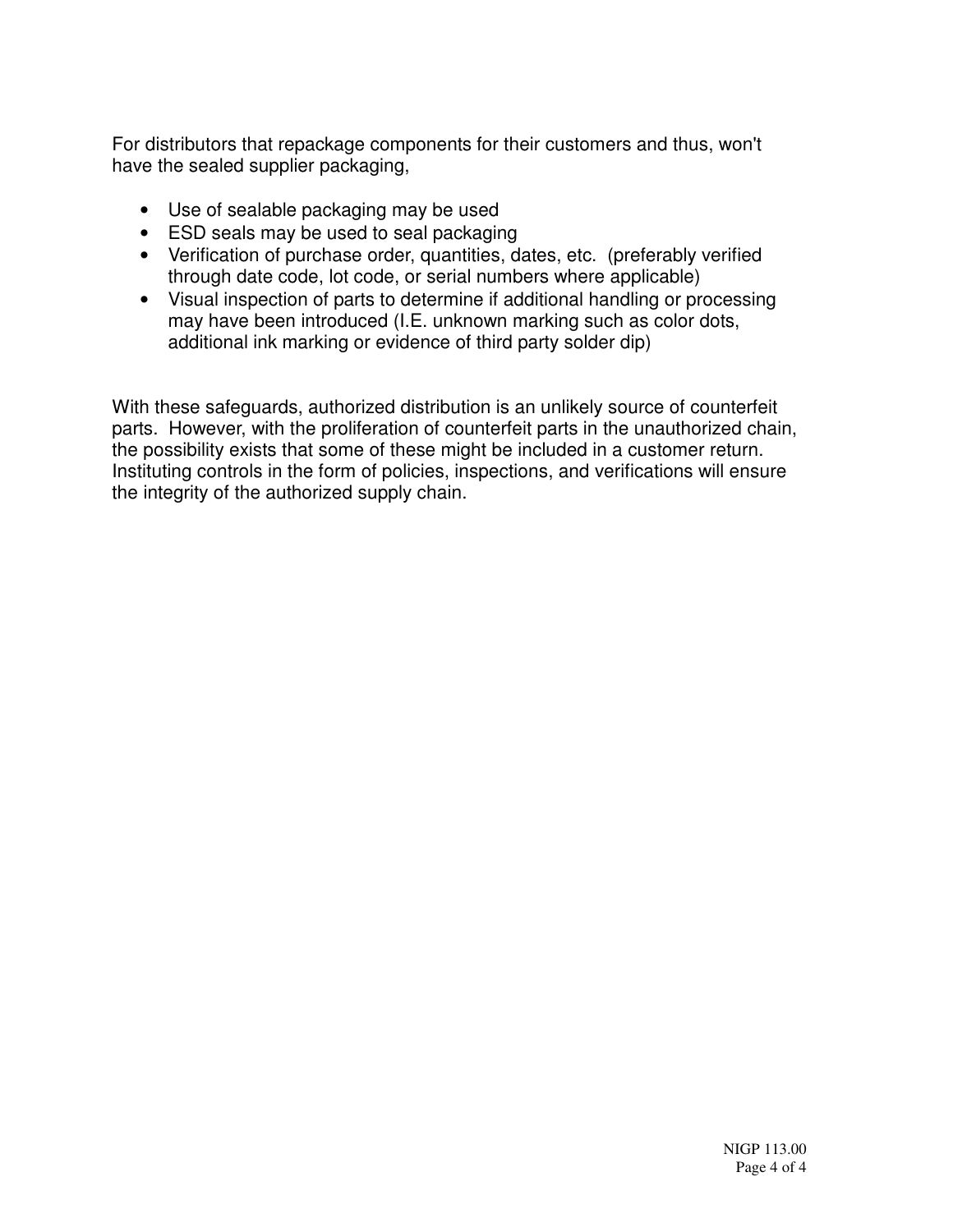For distributors that repackage components for their customers and thus, won't have the sealed supplier packaging,

- Use of sealable packaging may be used
- ESD seals may be used to seal packaging
- Verification of purchase order, quantities, dates, etc.  (preferably verified through date code, lot code, or serial numbers where applicable)
- Visual inspection of parts to determine if additional handling or processing may have been introduced (I.E. unknown marking such as color dots, additional ink marking or evidence of third party solder dip)

With these safeguards, authorized distribution is an unlikely source of counterfeit parts.  However, with the proliferation of counterfeit parts in the unauthorized chain, the possibility exists that some of these might be included in a customer return. Instituting controls in the form of policies, inspections, and verifications will ensure the integrity of the authorized supply chain.